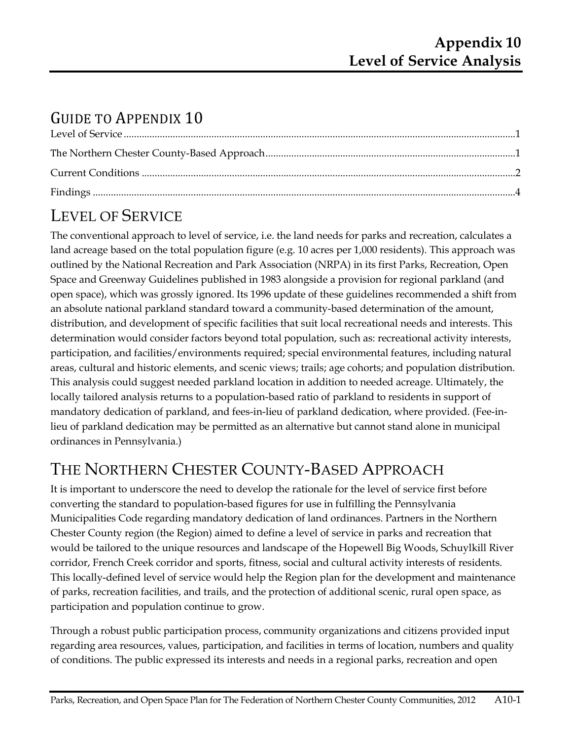# Appendix 10
# Level of Service Analysis

## GUIDE TO APPENDIX 10

Level of Service ........................................................................................................................................1

The Northern Chester County-Based Approach..................................................................................1

Current Conditions ..................................................................................................................................2

Findings ....................................................................................................................................................4

# LEVEL OF SERVICE

The conventional approach to level of service, i.e. the land needs for parks and recreation, calculates a land acreage based on the total population figure (e.g. 10 acres per 1,000 residents). This approach was outlined by the National Recreation and Park Association (NRPA) in its first Parks, Recreation, Open Space and Greenway Guidelines published in 1983 alongside a provision for regional parkland (and open space), which was grossly ignored. Its 1996 update of these guidelines recommended a shift from an absolute national parkland standard toward a community-based determination of the amount, distribution, and development of specific facilities that suit local recreational needs and interests. This determination would consider factors beyond total population, such as: recreational activity interests, participation, and facilities/environments required; special environmental features, including natural areas, cultural and historic elements, and scenic views; trails; age cohorts; and population distribution. This analysis could suggest needed parkland location in addition to needed acreage. Ultimately, the locally tailored analysis returns to a population-based ratio of parkland to residents in support of mandatory dedication of parkland, and fees-in-lieu of parkland dedication, where provided. (Fee-in-lieu of parkland dedication may be permitted as an alternative but cannot stand alone in municipal ordinances in Pennsylvania.)

# THE NORTHERN CHESTER COUNTY-BASED APPROACH

It is important to underscore the need to develop the rationale for the level of service first before converting the standard to population-based figures for use in fulfilling the Pennsylvania Municipalities Code regarding mandatory dedication of land ordinances. Partners in the Northern Chester County region (the Region) aimed to define a level of service in parks and recreation that would be tailored to the unique resources and landscape of the Hopewell Big Woods, Schuylkill River corridor, French Creek corridor and sports, fitness, social and cultural activity interests of residents. This locally-defined level of service would help the Region plan for the development and maintenance of parks, recreation facilities, and trails, and the protection of additional scenic, rural open space, as participation and population continue to grow.

Through a robust public participation process, community organizations and citizens provided input regarding area resources, values, participation, and facilities in terms of location, numbers and quality of conditions. The public expressed its interests and needs in a regional parks, recreation and open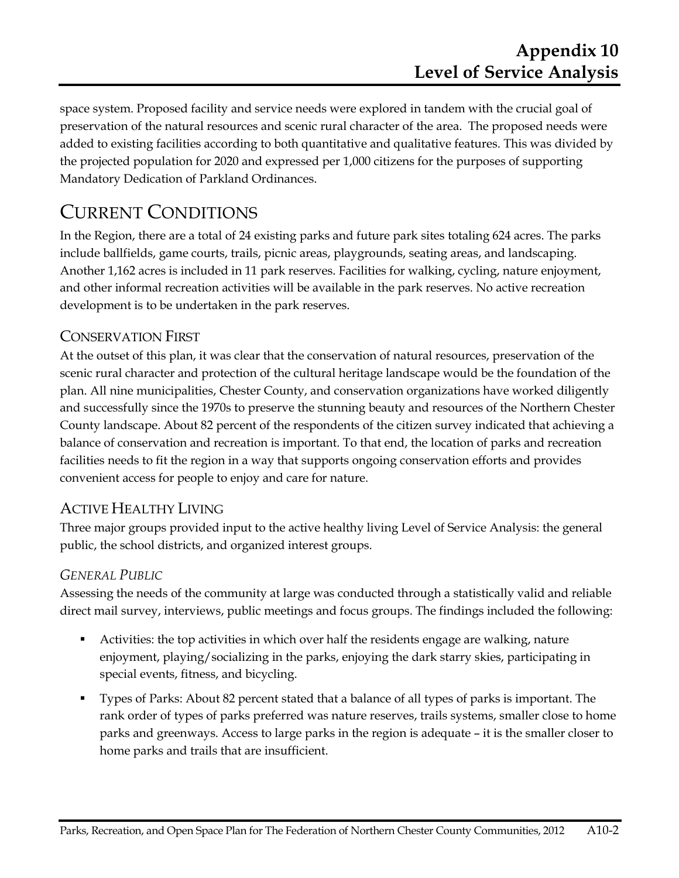space system. Proposed facility and service needs were explored in tandem with the crucial goal of preservation of the natural resources and scenic rural character of the area. The proposed needs were added to existing facilities according to both quantitative and qualitative features. This was divided by the projected population for 2020 and expressed per 1,000 citizens for the purposes of supporting Mandatory Dedication of Parkland Ordinances.

# CURRENT CONDITIONS

In the Region, there are a total of 24 existing parks and future park sites totaling 624 acres. The parks include ballfields, game courts, trails, picnic areas, playgrounds, seating areas, and landscaping. Another 1,162 acres is included in 11 park reserves. Facilities for walking, cycling, nature enjoyment, and other informal recreation activities will be available in the park reserves. No active recreation development is to be undertaken in the park reserves.

## CONSERVATION FIRST

At the outset of this plan, it was clear that the conservation of natural resources, preservation of the scenic rural character and protection of the cultural heritage landscape would be the foundation of the plan. All nine municipalities, Chester County, and conservation organizations have worked diligently and successfully since the 1970s to preserve the stunning beauty and resources of the Northern Chester County landscape. About 82 percent of the respondents of the citizen survey indicated that achieving a balance of conservation and recreation is important. To that end, the location of parks and recreation facilities needs to fit the region in a way that supports ongoing conservation efforts and provides convenient access for people to enjoy and care for nature.

## ACTIVE HEALTHY LIVING

Three major groups provided input to the active healthy living Level of Service Analysis: the general public, the school districts, and organized interest groups.

### *GENERAL PUBLIC*

Assessing the needs of the community at large was conducted through a statistically valid and reliable direct mail survey, interviews, public meetings and focus groups. The findings included the following:

- Activities: the top activities in which over half the residents engage are walking, nature enjoyment, playing/socializing in the parks, enjoying the dark starry skies, participating in special events, fitness, and bicycling.
- Types of Parks: About 82 percent stated that a balance of all types of parks is important. The rank order of types of parks preferred was nature reserves, trails systems, smaller close to home parks and greenways. Access to large parks in the region is adequate – it is the smaller closer to home parks and trails that are insufficient.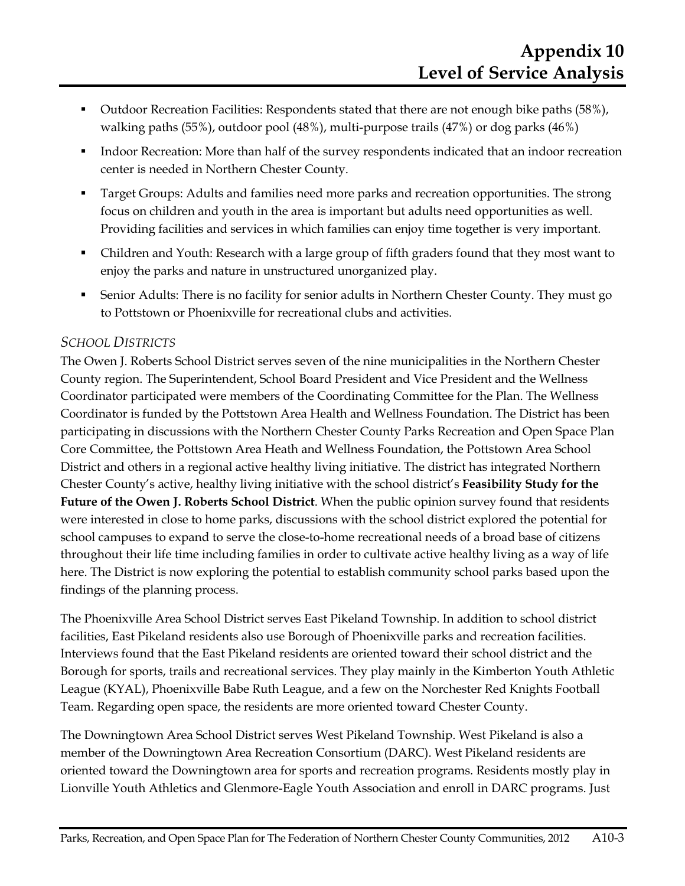- Outdoor Recreation Facilities: Respondents stated that there are not enough bike paths (58%), walking paths (55%), outdoor pool (48%), multi-purpose trails (47%) or dog parks (46%)
- Indoor Recreation: More than half of the survey respondents indicated that an indoor recreation center is needed in Northern Chester County.
- Target Groups: Adults and families need more parks and recreation opportunities. The strong focus on children and youth in the area is important but adults need opportunities as well. Providing facilities and services in which families can enjoy time together is very important.
- Children and Youth: Research with a large group of fifth graders found that they most want to enjoy the parks and nature in unstructured unorganized play.
- Senior Adults: There is no facility for senior adults in Northern Chester County. They must go to Pottstown or Phoenixville for recreational clubs and activities.

*SCHOOL DISTRICTS*

The Owen J. Roberts School District serves seven of the nine municipalities in the Northern Chester County region. The Superintendent, School Board President and Vice President and the Wellness Coordinator participated were members of the Coordinating Committee for the Plan. The Wellness Coordinator is funded by the Pottstown Area Health and Wellness Foundation. The District has been participating in discussions with the Northern Chester County Parks Recreation and Open Space Plan Core Committee, the Pottstown Area Heath and Wellness Foundation, the Pottstown Area School District and others in a regional active healthy living initiative. The district has integrated Northern Chester County's active, healthy living initiative with the school district's **Feasibility Study for the Future of the Owen J. Roberts School District**. When the public opinion survey found that residents were interested in close to home parks, discussions with the school district explored the potential for school campuses to expand to serve the close-to-home recreational needs of a broad base of citizens throughout their life time including families in order to cultivate active healthy living as a way of life here. The District is now exploring the potential to establish community school parks based upon the findings of the planning process.

The Phoenixville Area School District serves East Pikeland Township. In addition to school district facilities, East Pikeland residents also use Borough of Phoenixville parks and recreation facilities. Interviews found that the East Pikeland residents are oriented toward their school district and the Borough for sports, trails and recreational services. They play mainly in the Kimberton Youth Athletic League (KYAL), Phoenixville Babe Ruth League, and a few on the Norchester Red Knights Football Team. Regarding open space, the residents are more oriented toward Chester County.

The Downingtown Area School District serves West Pikeland Township. West Pikeland is also a member of the Downingtown Area Recreation Consortium (DARC). West Pikeland residents are oriented toward the Downingtown area for sports and recreation programs. Residents mostly play in Lionville Youth Athletics and Glenmore-Eagle Youth Association and enroll in DARC programs. Just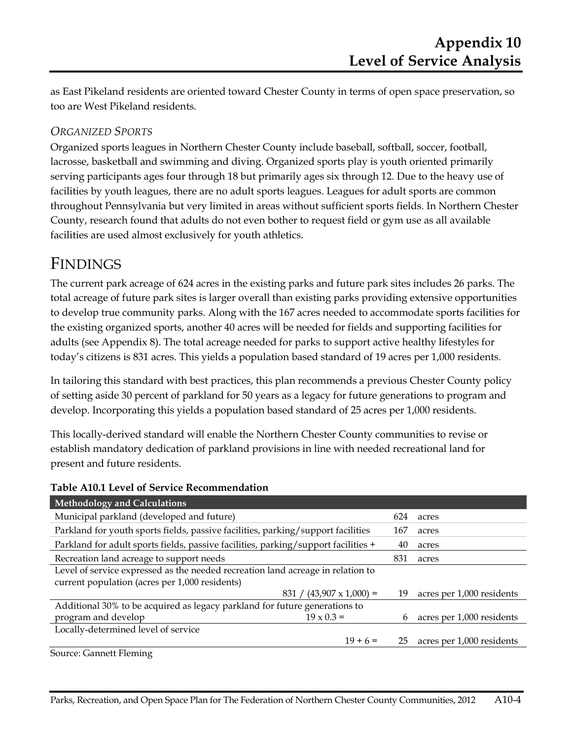as East Pikeland residents are oriented toward Chester County in terms of open space preservation, so too are West Pikeland residents.

### *Organized Sports*

Organized sports leagues in Northern Chester County include baseball, softball, soccer, football, lacrosse, basketball and swimming and diving. Organized sports play is youth oriented primarily serving participants ages four through 18 but primarily ages six through 12. Due to the heavy use of facilities by youth leagues, there are no adult sports leagues. Leagues for adult sports are common throughout Pennsylvania but very limited in areas without sufficient sports fields. In Northern Chester County, research found that adults do not even bother to request field or gym use as all available facilities are used almost exclusively for youth athletics.

## Findings

The current park acreage of 624 acres in the existing parks and future park sites includes 26 parks. The total acreage of future park sites is larger overall than existing parks providing extensive opportunities to develop true community parks. Along with the 167 acres needed to accommodate sports facilities for the existing organized sports, another 40 acres will be needed for fields and supporting facilities for adults (see Appendix 8). The total acreage needed for parks to support active healthy lifestyles for today's citizens is 831 acres. This yields a population based standard of 19 acres per 1,000 residents.

In tailoring this standard with best practices, this plan recommends a previous Chester County policy of setting aside 30 percent of parkland for 50 years as a legacy for future generations to program and develop. Incorporating this yields a population based standard of 25 acres per 1,000 residents.

This locally-derived standard will enable the Northern Chester County communities to revise or establish mandatory dedication of parkland provisions in line with needed recreational land for present and future residents.

**Table A10.1 Level of Service Recommendation**

| Methodology and Calculations | | | |
|---|---|---|---|
| Municipal parkland (developed and future) | | 624 | acres |
| Parkland for youth sports fields, passive facilities, parking/support facilities | | 167 | acres |
| Parkland for adult sports fields, passive facilities, parking/support facilities + | | 40 | acres |
| Recreation land acreage to support needs | | 831 | acres |
| Level of service expressed as the needed recreation land acreage in relation to current population (acres per 1,000 residents) | 831 / (43,907 x 1,000) = | 19 | acres per 1,000 residents |
| Additional 30% to be acquired as legacy parkland for future generations to program and develop | 19 x 0.3 = | 6 | acres per 1,000 residents |
| Locally-determined level of service | 19 + 6 = | 25 | acres per 1,000 residents |

Source: Gannett Fleming